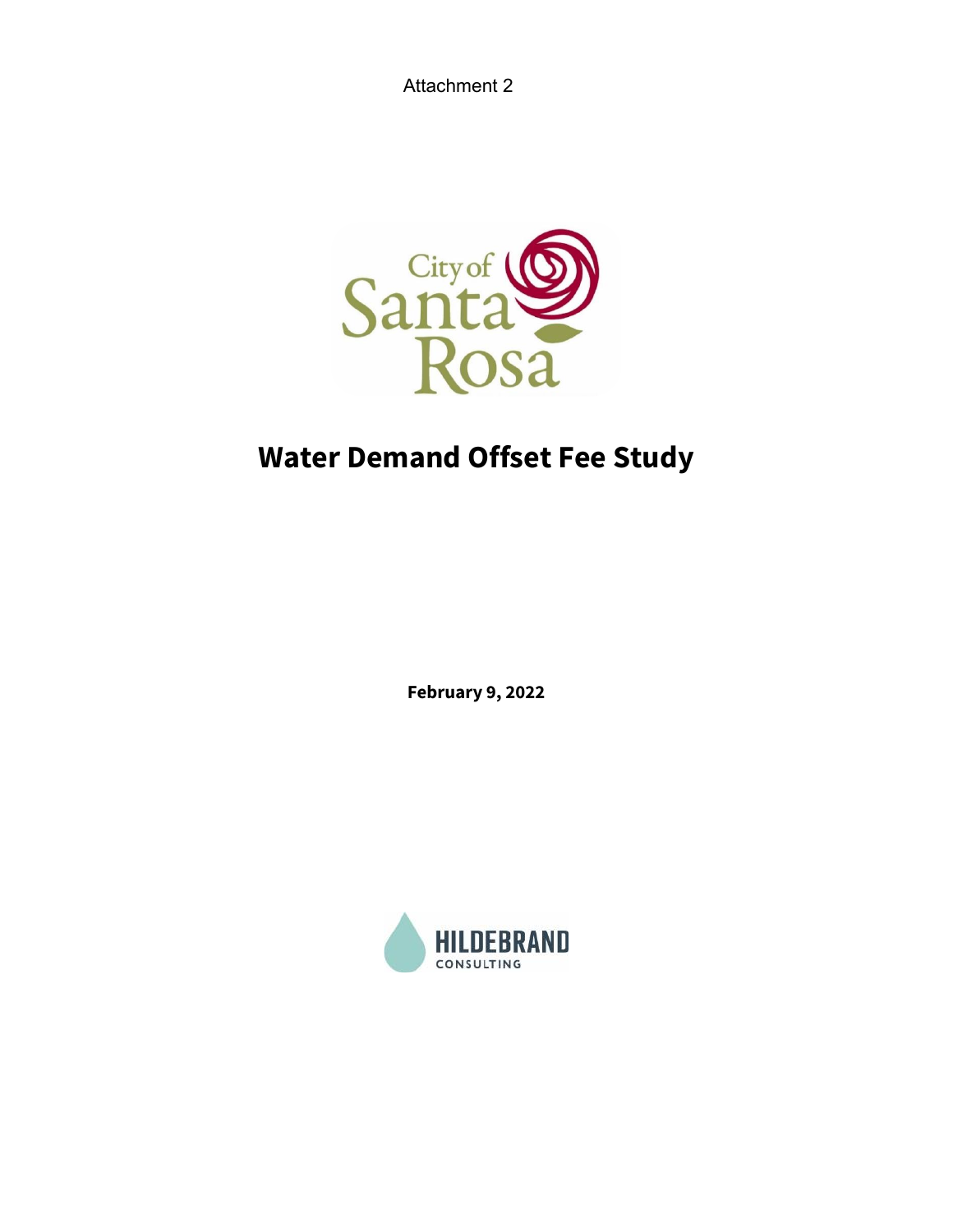Attachment 2

# Water Demand Offset Fee Study

**February 9, 2022**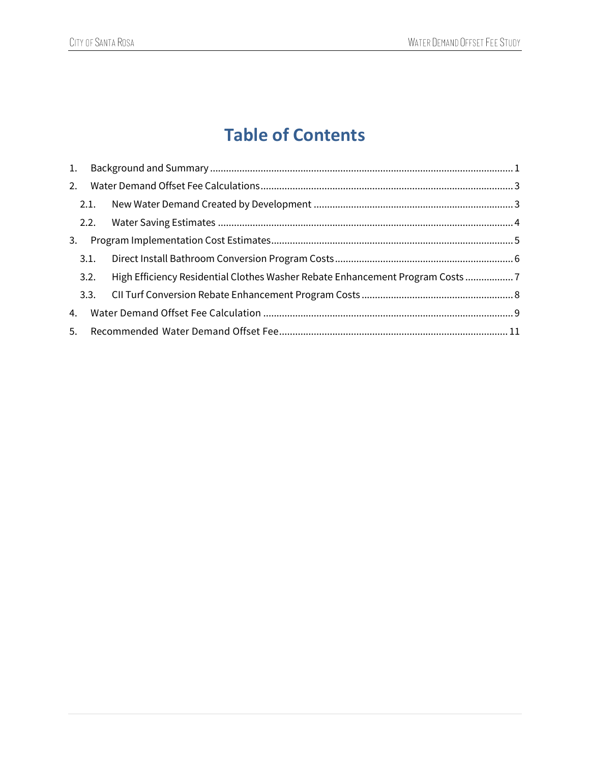# Table of Contents

1. Background and Summary ........................................................................................................ 1
2. Water Demand Offset Fee Calculations..................................................................................... 3
   - 2.1. New Water Demand Created by Development .................................................................. 3
   - 2.2. Water Saving Estimates ..................................................................................................... 4
3. Program Implementation Cost Estimates................................................................................. 5
   - 3.1. Direct Install Bathroom Conversion Program Costs .......................................................... 6
   - 3.2. High Efficiency Residential Clothes Washer Rebate Enhancement Program Costs .................. 7
   - 3.3. CII Turf Conversion Rebate Enhancement Program Costs ................................................. 8
4. Water Demand Offset Fee Calculation ..................................................................................... 9
5. Recommended Water Demand Offset Fee.............................................................................. 11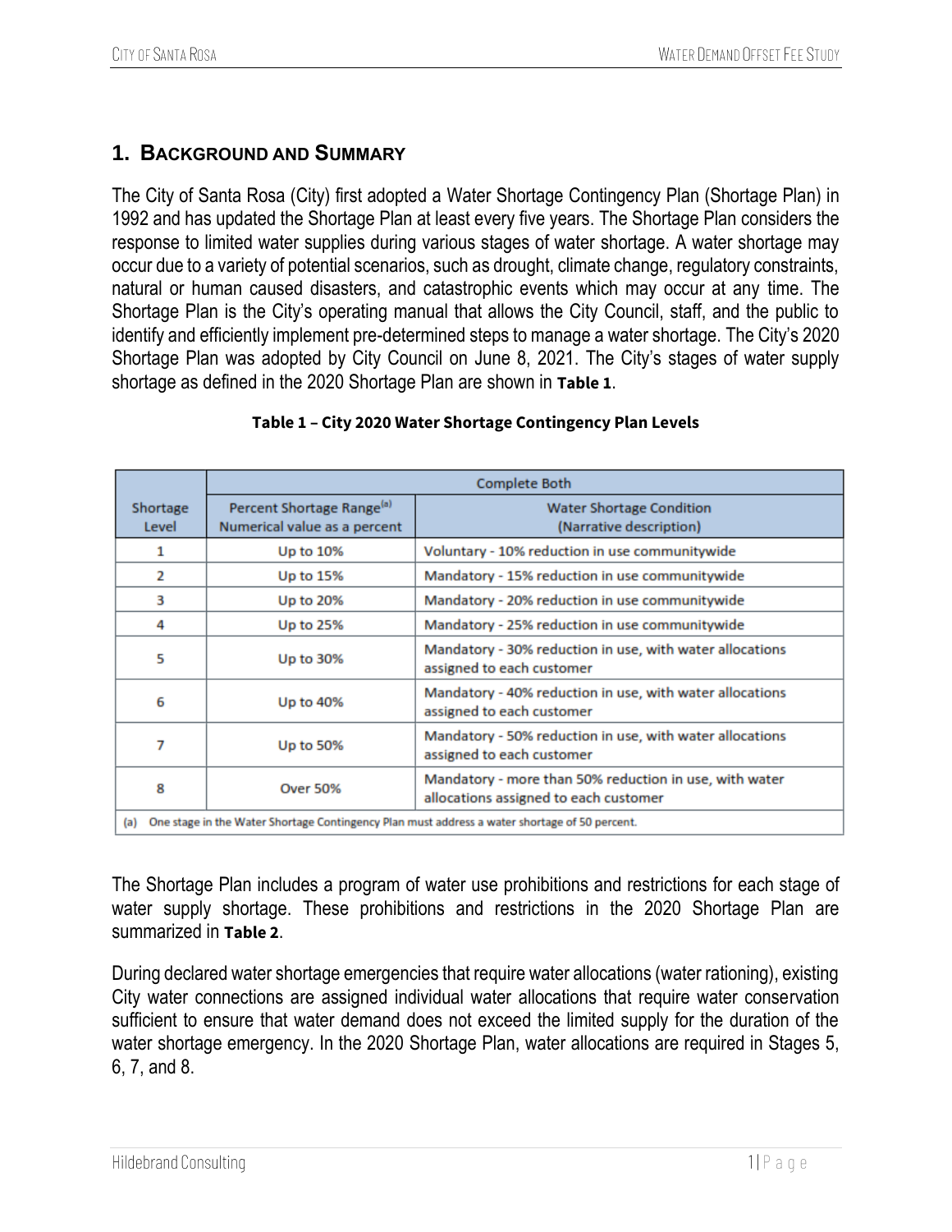## 1. Background and Summary

The City of Santa Rosa (City) first adopted a Water Shortage Contingency Plan (Shortage Plan) in 1992 and has updated the Shortage Plan at least every five years. The Shortage Plan considers the response to limited water supplies during various stages of water shortage. A water shortage may occur due to a variety of potential scenarios, such as drought, climate change, regulatory constraints, natural or human caused disasters, and catastrophic events which may occur at any time. The Shortage Plan is the City's operating manual that allows the City Council, staff, and the public to identify and efficiently implement pre-determined steps to manage a water shortage. The City's 2020 Shortage Plan was adopted by City Council on June 8, 2021. The City's stages of water supply shortage as defined in the 2020 Shortage Plan are shown in **Table 1**.

**Table 1 – City 2020 Water Shortage Contingency Plan Levels**

| Shortage Level | Complete Both | |
|---|---|---|
| | Percent Shortage Range[a] Numerical value as a percent | Water Shortage Condition (Narrative description) |
| 1 | Up to 10% | Voluntary - 10% reduction in use communitywide |
| 2 | Up to 15% | Mandatory - 15% reduction in use communitywide |
| 3 | Up to 20% | Mandatory - 20% reduction in use communitywide |
| 4 | Up to 25% | Mandatory - 25% reduction in use communitywide |
| 5 | Up to 30% | Mandatory - 30% reduction in use, with water allocations assigned to each customer |
| 6 | Up to 40% | Mandatory - 40% reduction in use, with water allocations assigned to each customer |
| 7 | Up to 50% | Mandatory - 50% reduction in use, with water allocations assigned to each customer |
| 8 | Over 50% | Mandatory - more than 50% reduction in use, with water allocations assigned to each customer |

(a) One stage in the Water Shortage Contingency Plan must address a water shortage of 50 percent.

The Shortage Plan includes a program of water use prohibitions and restrictions for each stage of water supply shortage. These prohibitions and restrictions in the 2020 Shortage Plan are summarized in **Table 2**.

During declared water shortage emergencies that require water allocations (water rationing), existing City water connections are assigned individual water allocations that require water conservation sufficient to ensure that water demand does not exceed the limited supply for the duration of the water shortage emergency. In the 2020 Shortage Plan, water allocations are required in Stages 5, 6, 7, and 8.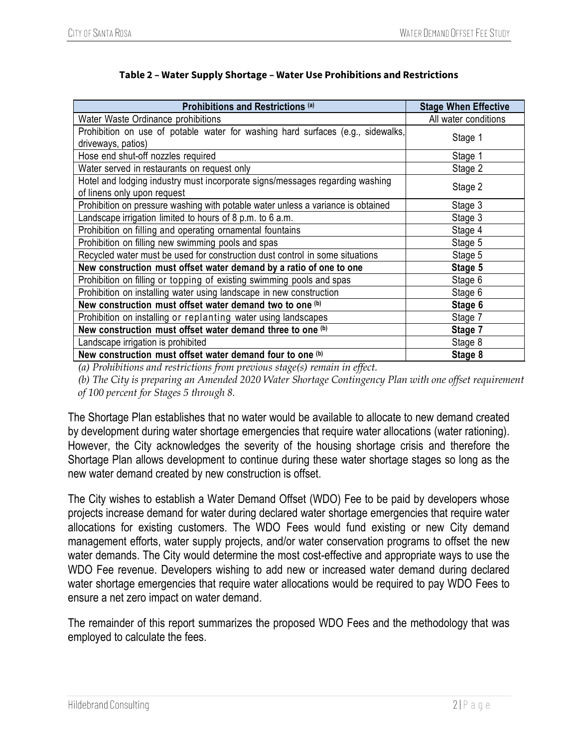**Table 2 – Water Supply Shortage – Water Use Prohibitions and Restrictions**

| Prohibitions and Restrictions [(a)] | Stage When Effective |
|---|---|
| Water Waste Ordinance prohibitions | All water conditions |
| Prohibition on use of potable water for washing hard surfaces (e.g., sidewalks, driveways, patios) | Stage 1 |
| Hose end shut-off nozzles required | Stage 1 |
| Water served in restaurants on request only | Stage 2 |
| Hotel and lodging industry must incorporate signs/messages regarding washing of linens only upon request | Stage 2 |
| Prohibition on pressure washing with potable water unless a variance is obtained | Stage 3 |
| Landscape irrigation limited to hours of 8 p.m. to 6 a.m. | Stage 3 |
| Prohibition on filling and operating ornamental fountains | Stage 4 |
| Prohibition on filling new swimming pools and spas | Stage 5 |
| Recycled water must be used for construction dust control in some situations | Stage 5 |
| **New construction must offset water demand by a ratio of one to one** | **Stage 5** |
| Prohibition on filling or topping of existing swimming pools and spas | Stage 6 |
| Prohibition on installing water using landscape in new construction | Stage 6 |
| **New construction must offset water demand two to one [(b)]** | **Stage 6** |
| Prohibition on installing or replanting water using landscapes | Stage 7 |
| **New construction must offset water demand three to one [(b)]** | **Stage 7** |
| Landscape irrigation is prohibited | Stage 8 |
| **New construction must offset water demand four to one [(b)]** | **Stage 8** |

*(a) Prohibitions and restrictions from previous stage(s) remain in effect.*

*(b) The City is preparing an Amended 2020 Water Shortage Contingency Plan with one offset requirement of 100 percent for Stages 5 through 8.*

The Shortage Plan establishes that no water would be available to allocate to new demand created by development during water shortage emergencies that require water allocations (water rationing). However, the City acknowledges the severity of the housing shortage crisis and therefore the Shortage Plan allows development to continue during these water shortage stages so long as the new water demand created by new construction is offset.

The City wishes to establish a Water Demand Offset (WDO) Fee to be paid by developers whose projects increase demand for water during declared water shortage emergencies that require water allocations for existing customers. The WDO Fees would fund existing or new City demand management efforts, water supply projects, and/or water conservation programs to offset the new water demands. The City would determine the most cost-effective and appropriate ways to use the WDO Fee revenue. Developers wishing to add new or increased water demand during declared water shortage emergencies that require water allocations would be required to pay WDO Fees to ensure a net zero impact on water demand.

The remainder of this report summarizes the proposed WDO Fees and the methodology that was employed to calculate the fees.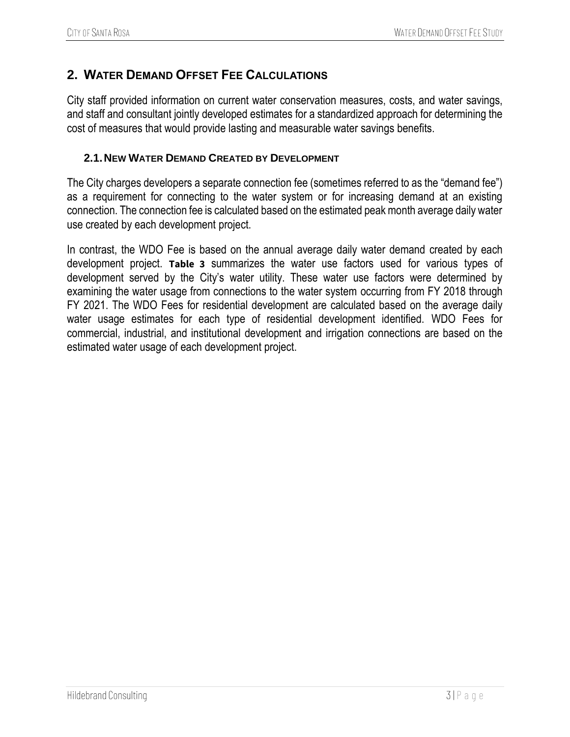## 2. WATER DEMAND OFFSET FEE CALCULATIONS

City staff provided information on current water conservation measures, costs, and water savings, and staff and consultant jointly developed estimates for a standardized approach for determining the cost of measures that would provide lasting and measurable water savings benefits.

### 2.1. NEW WATER DEMAND CREATED BY DEVELOPMENT

The City charges developers a separate connection fee (sometimes referred to as the "demand fee") as a requirement for connecting to the water system or for increasing demand at an existing connection. The connection fee is calculated based on the estimated peak month average daily water use created by each development project.

In contrast, the WDO Fee is based on the annual average daily water demand created by each development project. **Table 3** summarizes the water use factors used for various types of development served by the City's water utility. These water use factors were determined by examining the water usage from connections to the water system occurring from FY 2018 through FY 2021. The WDO Fees for residential development are calculated based on the average daily water usage estimates for each type of residential development identified. WDO Fees for commercial, industrial, and institutional development and irrigation connections are based on the estimated water usage of each development project.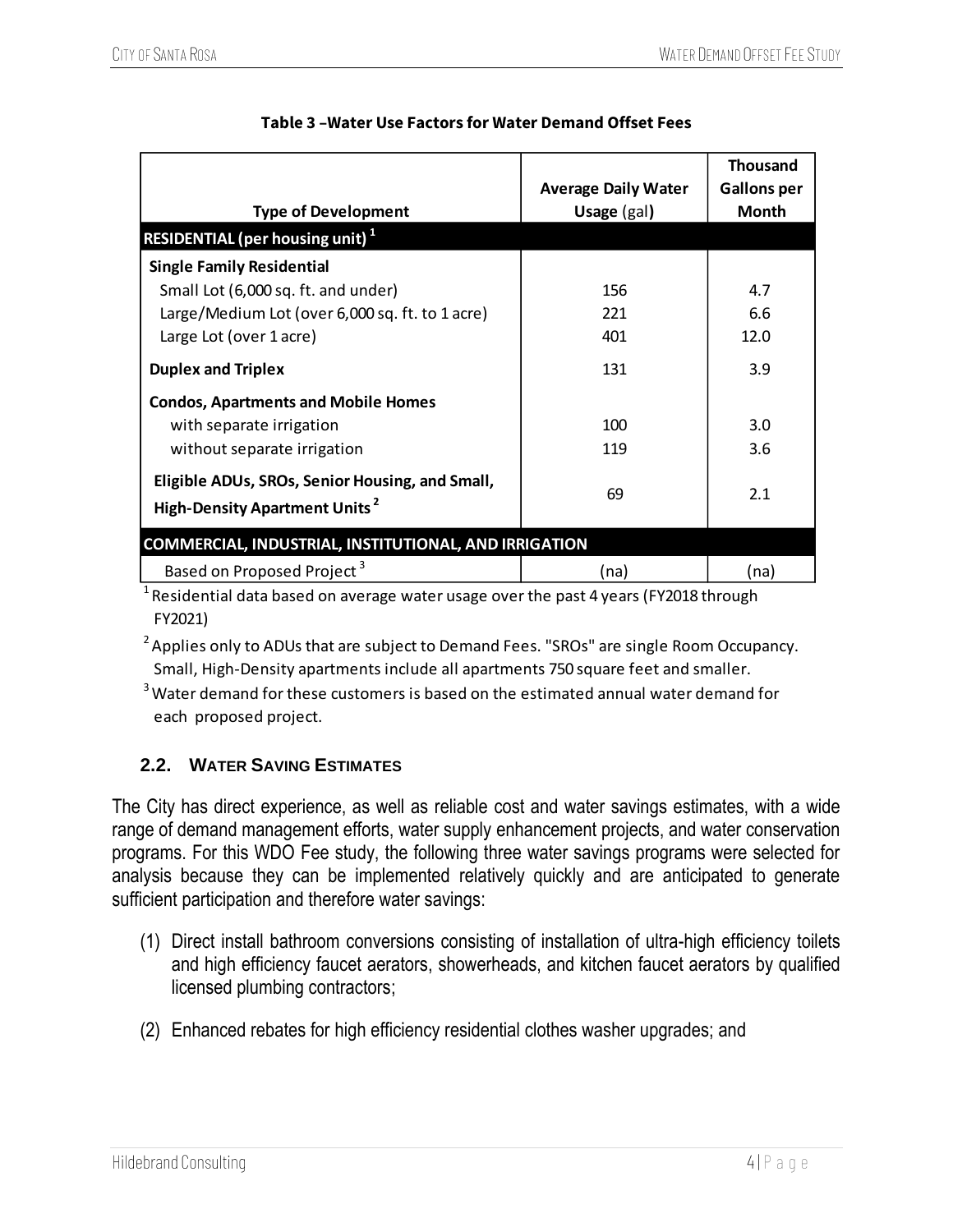**Table 3 –Water Use Factors for Water Demand Offset Fees**

| Type of Development | Average Daily Water Usage (gal) | Thousand Gallons per Month |
|---|---|---|
| **RESIDENTIAL (per housing unit) [1]** | | |
| **Single Family Residential** | | |
| Small Lot (6,000 sq. ft. and under) | 156 | 4.7 |
| Large/Medium Lot (over 6,000 sq. ft. to 1 acre) | 221 | 6.6 |
| Large Lot (over 1 acre) | 401 | 12.0 |
| **Duplex and Triplex** | 131 | 3.9 |
| **Condos, Apartments and Mobile Homes** | | |
| with separate irrigation | 100 | 3.0 |
| without separate irrigation | 119 | 3.6 |
| **Eligible ADUs, SROs, Senior Housing, and Small, High-Density Apartment Units [2]** | 69 | 2.1 |
| **COMMERCIAL, INDUSTRIAL, INSTITUTIONAL, AND IRRIGATION** | | |
| Based on Proposed Project [3] | (na) | (na) |

[1] Residential data based on average water usage over the past 4 years (FY2018 through FY2021)

[2] Applies only to ADUs that are subject to Demand Fees. "SROs" are single Room Occupancy. Small, High-Density apartments include all apartments 750 square feet and smaller.

[3] Water demand for these customers is based on the estimated annual water demand for each proposed project.

### 2.2. Water Saving Estimates

The City has direct experience, as well as reliable cost and water savings estimates, with a wide range of demand management efforts, water supply enhancement projects, and water conservation programs. For this WDO Fee study, the following three water savings programs were selected for analysis because they can be implemented relatively quickly and are anticipated to generate sufficient participation and therefore water savings:

(1) Direct install bathroom conversions consisting of installation of ultra-high efficiency toilets and high efficiency faucet aerators, showerheads, and kitchen faucet aerators by qualified licensed plumbing contractors;

(2) Enhanced rebates for high efficiency residential clothes washer upgrades; and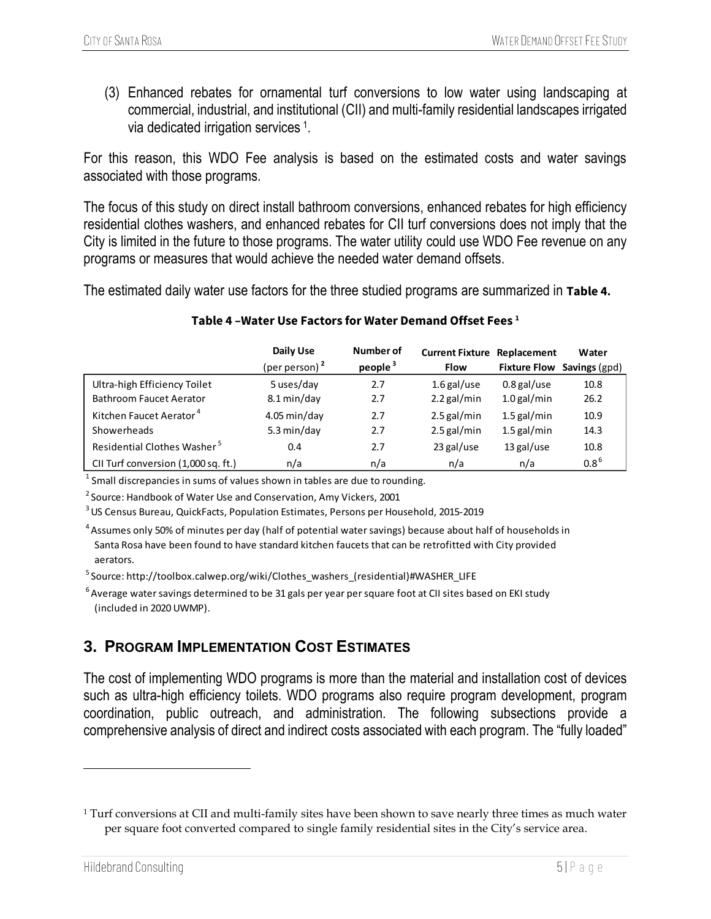(3) Enhanced rebates for ornamental turf conversions to low water using landscaping at commercial, industrial, and institutional (CII) and multi-family residential landscapes irrigated via dedicated irrigation services [1].

For this reason, this WDO Fee analysis is based on the estimated costs and water savings associated with those programs.

The focus of this study on direct install bathroom conversions, enhanced rebates for high efficiency residential clothes washers, and enhanced rebates for CII turf conversions does not imply that the City is limited in the future to those programs. The water utility could use WDO Fee revenue on any programs or measures that would achieve the needed water demand offsets.

The estimated daily water use factors for the three studied programs are summarized in **Table 4.**

**Table 4 –Water Use Factors for Water Demand Offset Fees [1]**

| | Daily Use (per person) [2] | Number of people [3] | Current Fixture Flow | Replacement Fixture Flow | Water Savings (gpd) |
|---|---|---|---|---|---|
| Ultra-high Efficiency Toilet | 5 uses/day | 2.7 | 1.6 gal/use | 0.8 gal/use | 10.8 |
| Bathroom Faucet Aerator | 8.1 min/day | 2.7 | 2.2 gal/min | 1.0 gal/min | 26.2 |
| Kitchen Faucet Aerator [4] | 4.05 min/day | 2.7 | 2.5 gal/min | 1.5 gal/min | 10.9 |
| Showerheads | 5.3 min/day | 2.7 | 2.5 gal/min | 1.5 gal/min | 14.3 |
| Residential Clothes Washer [5] | 0.4 | 2.7 | 23 gal/use | 13 gal/use | 10.8 |
| CII Turf conversion (1,000 sq. ft.) | n/a | n/a | n/a | n/a | 0.8 [6] |

[1] Small discrepancies in sums of values shown in tables are due to rounding.

[2] Source: Handbook of Water Use and Conservation, Amy Vickers, 2001

[3] US Census Bureau, QuickFacts, Population Estimates, Persons per Household, 2015-2019

[4] Assumes only 50% of minutes per day (half of potential water savings) because about half of households in Santa Rosa have been found to have standard kitchen faucets that can be retrofitted with City provided aerators.

[5] Source: http://toolbox.calwep.org/wiki/Clothes_washers_(residential)#WASHER_LIFE

[6] Average water savings determined to be 31 gals per year per square foot at CII sites based on EKI study (included in 2020 UWMP).

## 3. Program Implementation Cost Estimates

The cost of implementing WDO programs is more than the material and installation cost of devices such as ultra-high efficiency toilets. WDO programs also require program development, program coordination, public outreach, and administration. The following subsections provide a comprehensive analysis of direct and indirect costs associated with each program. The "fully loaded"

---

[1] Turf conversions at CII and multi-family sites have been shown to save nearly three times as much water per square foot converted compared to single family residential sites in the City's service area.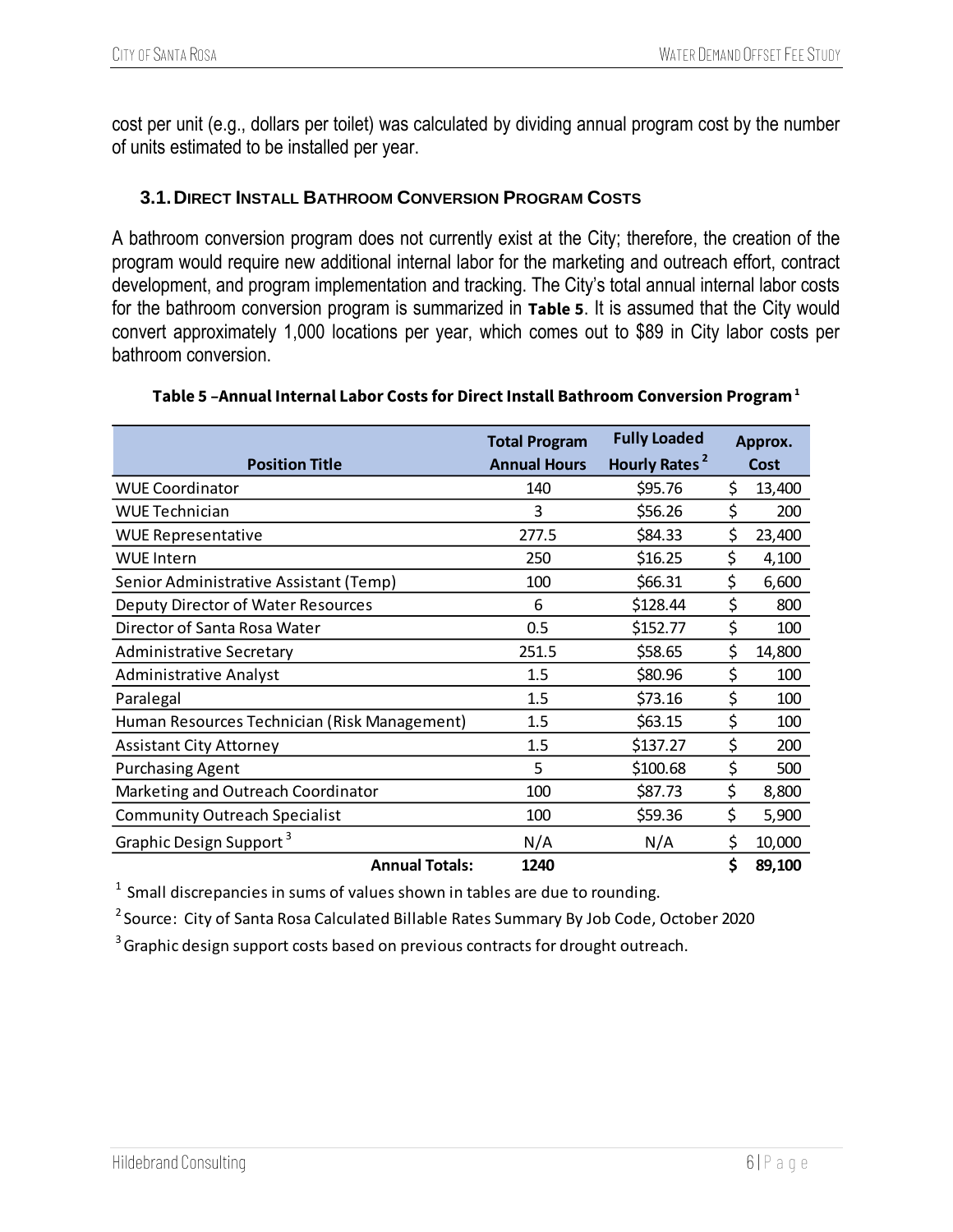cost per unit (e.g., dollars per toilet) was calculated by dividing annual program cost by the number of units estimated to be installed per year.

### 3.1. Direct Install Bathroom Conversion Program Costs

A bathroom conversion program does not currently exist at the City; therefore, the creation of the program would require new additional internal labor for the marketing and outreach effort, contract development, and program implementation and tracking. The City's total annual internal labor costs for the bathroom conversion program is summarized in **Table 5**. It is assumed that the City would convert approximately 1,000 locations per year, which comes out to $89 in City labor costs per bathroom conversion.

**Table 5 –Annual Internal Labor Costs for Direct Install Bathroom Conversion Program [1]**

| Position Title | Total Program Annual Hours | Fully Loaded Hourly Rates [2] | Approx. Cost |
|---|---|---|---|
| WUE Coordinator | 140 | $95.76 | $ 13,400 |
| WUE Technician | 3 | $56.26 | $ 200 |
| WUE Representative | 277.5 | $84.33 | $ 23,400 |
| WUE Intern | 250 | $16.25 | $ 4,100 |
| Senior Administrative Assistant (Temp) | 100 | $66.31 | $ 6,600 |
| Deputy Director of Water Resources | 6 | $128.44 | $ 800 |
| Director of Santa Rosa Water | 0.5 | $152.77 | $ 100 |
| Administrative Secretary | 251.5 | $58.65 | $ 14,800 |
| Administrative Analyst | 1.5 | $80.96 | $ 100 |
| Paralegal | 1.5 | $73.16 | $ 100 |
| Human Resources Technician (Risk Management) | 1.5 | $63.15 | $ 100 |
| Assistant City Attorney | 1.5 | $137.27 | $ 200 |
| Purchasing Agent | 5 | $100.68 | $ 500 |
| Marketing and Outreach Coordinator | 100 | $87.73 | $ 8,800 |
| Community Outreach Specialist | 100 | $59.36 | $ 5,900 |
| Graphic Design Support [3] | N/A | N/A | $ 10,000 |
| **Annual Totals:** | **1240** | | **$ 89,100** |

[1] Small discrepancies in sums of values shown in tables are due to rounding.

[2] Source: City of Santa Rosa Calculated Billable Rates Summary By Job Code, October 2020

[3] Graphic design support costs based on previous contracts for drought outreach.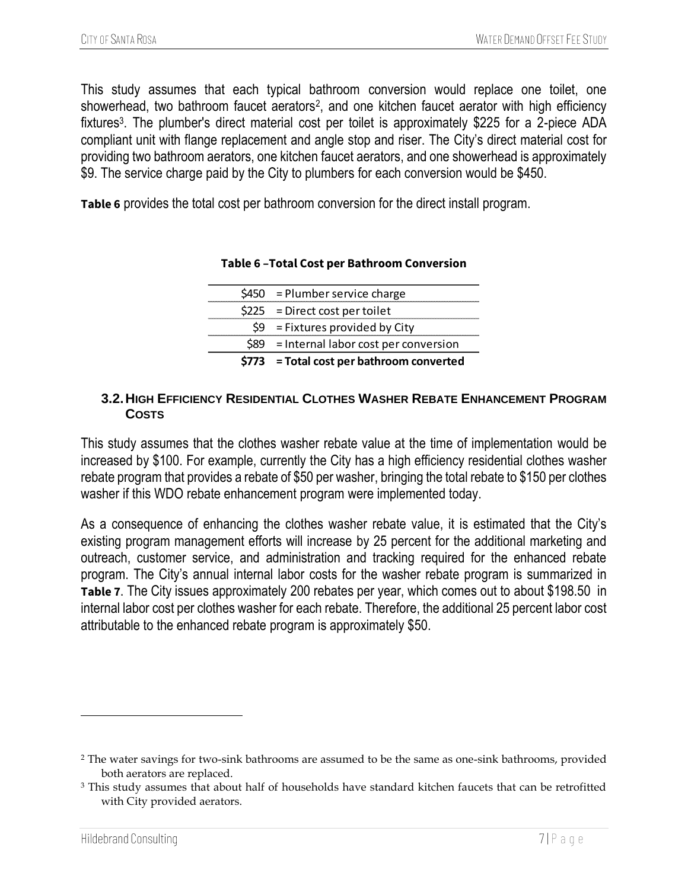This study assumes that each typical bathroom conversion would replace one toilet, one showerhead, two bathroom faucet aerators[2], and one kitchen faucet aerator with high efficiency fixtures[3]. The plumber's direct material cost per toilet is approximately $225 for a 2-piece ADA compliant unit with flange replacement and angle stop and riser. The City's direct material cost for providing two bathroom aerators, one kitchen faucet aerators, and one showerhead is approximately $9. The service charge paid by the City to plumbers for each conversion would be $450.

**Table 6** provides the total cost per bathroom conversion for the direct install program.

**Table 6 –Total Cost per Bathroom Conversion**

| | |
|---|---|
| $450 | = Plumber service charge |
| $225 | = Direct cost per toilet |
| $9 | = Fixtures provided by City |
| $89 | = Internal labor cost per conversion |
| **$773** | **= Total cost per bathroom converted** |

### 3.2. High Efficiency Residential Clothes Washer Rebate Enhancement Program Costs

This study assumes that the clothes washer rebate value at the time of implementation would be increased by $100. For example, currently the City has a high efficiency residential clothes washer rebate program that provides a rebate of $50 per washer, bringing the total rebate to $150 per clothes washer if this WDO rebate enhancement program were implemented today.

As a consequence of enhancing the clothes washer rebate value, it is estimated that the City's existing program management efforts will increase by 25 percent for the additional marketing and outreach, customer service, and administration and tracking required for the enhanced rebate program. The City's annual internal labor costs for the washer rebate program is summarized in **Table 7**. The City issues approximately 200 rebates per year, which comes out to about $198.50 in internal labor cost per clothes washer for each rebate. Therefore, the additional 25 percent labor cost attributable to the enhanced rebate program is approximately $50.

---

[2] The water savings for two-sink bathrooms are assumed to be the same as one-sink bathrooms, provided both aerators are replaced.

[3] This study assumes that about half of households have standard kitchen faucets that can be retrofitted with City provided aerators.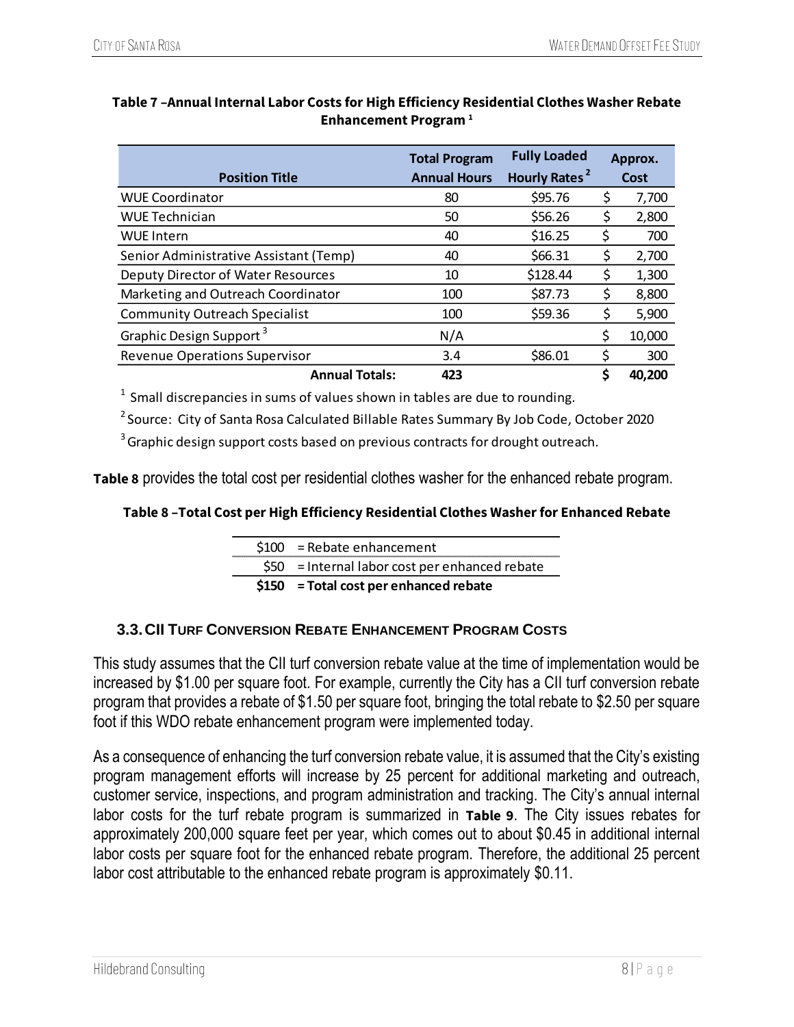**Table 7 –Annual Internal Labor Costs for High Efficiency Residential Clothes Washer Rebate Enhancement Program [1]**

| Position Title | Total Program Annual Hours | Fully Loaded Hourly Rates [2] | Approx. Cost |
|---|---|---|---|
| WUE Coordinator | 80 | $95.76 | $ 7,700 |
| WUE Technician | 50 | $56.26 | $ 2,800 |
| WUE Intern | 40 | $16.25 | $ 700 |
| Senior Administrative Assistant (Temp) | 40 | $66.31 | $ 2,700 |
| Deputy Director of Water Resources | 10 | $128.44 | $ 1,300 |
| Marketing and Outreach Coordinator | 100 | $87.73 | $ 8,800 |
| Community Outreach Specialist | 100 | $59.36 | $ 5,900 |
| Graphic Design Support [3] | N/A | | $ 10,000 |
| Revenue Operations Supervisor | 3.4 | $86.01 | $ 300 |
| **Annual Totals:** | **423** | | **$ 40,200** |

[1] Small discrepancies in sums of values shown in tables are due to rounding.

[2] Source: City of Santa Rosa Calculated Billable Rates Summary By Job Code, October 2020

[3] Graphic design support costs based on previous contracts for drought outreach.

**Table 8** provides the total cost per residential clothes washer for the enhanced rebate program.

**Table 8 –Total Cost per High Efficiency Residential Clothes Washer for Enhanced Rebate**

| | |
|---|---|
| $100 | = Rebate enhancement |
| $50 | = Internal labor cost per enhanced rebate |
| **$150** | **= Total cost per enhanced rebate** |

### 3.3. CII Turf Conversion Rebate Enhancement Program Costs

This study assumes that the CII turf conversion rebate value at the time of implementation would be increased by $1.00 per square foot. For example, currently the City has a CII turf conversion rebate program that provides a rebate of $1.50 per square foot, bringing the total rebate to $2.50 per square foot if this WDO rebate enhancement program were implemented today.

As a consequence of enhancing the turf conversion rebate value, it is assumed that the City's existing program management efforts will increase by 25 percent for additional marketing and outreach, customer service, inspections, and program administration and tracking. The City's annual internal labor costs for the turf rebate program is summarized in **Table 9**. The City issues rebates for approximately 200,000 square feet per year, which comes out to about $0.45 in additional internal labor costs per square foot for the enhanced rebate program. Therefore, the additional 25 percent labor cost attributable to the enhanced rebate program is approximately $0.11.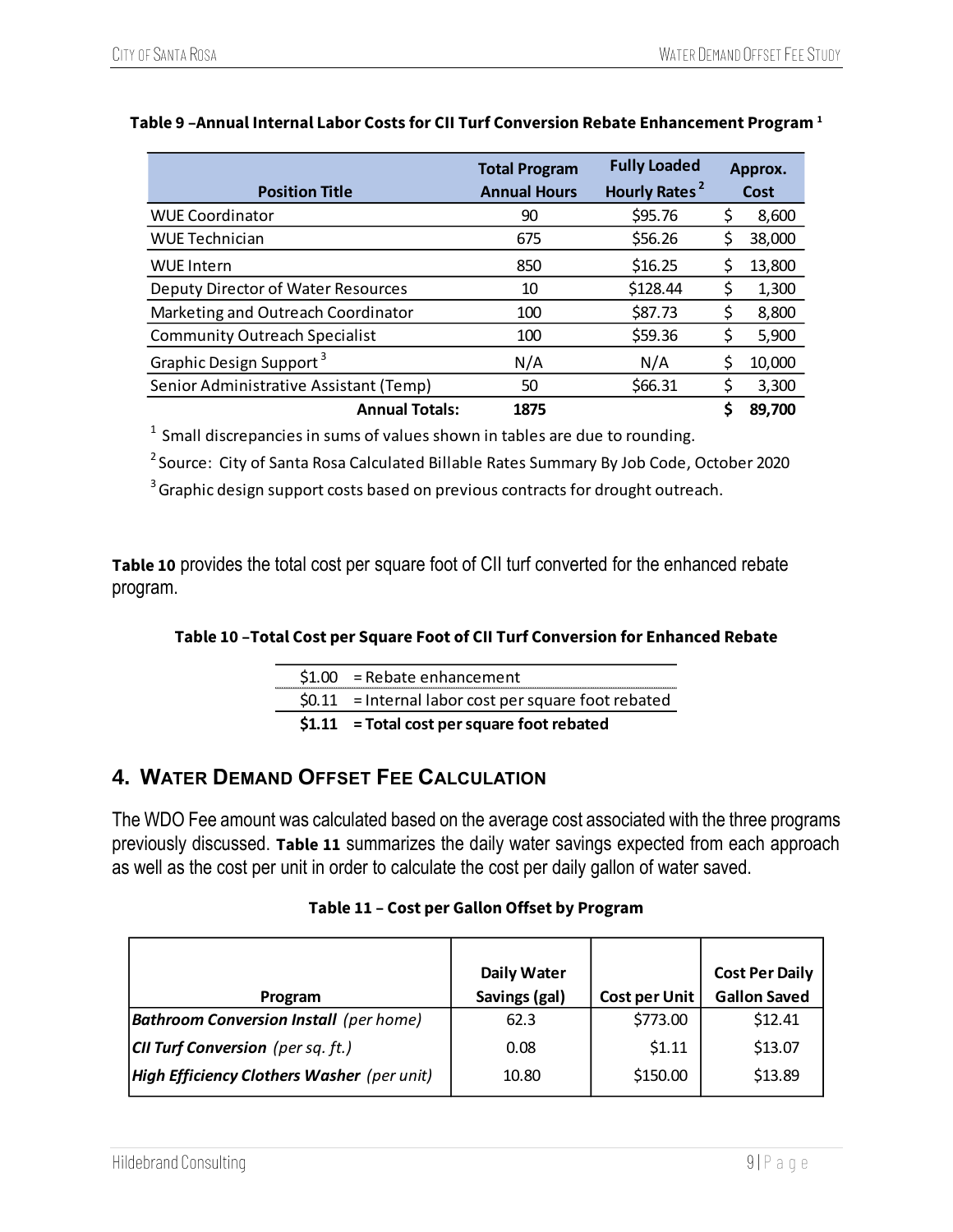**Table 9 –Annual Internal Labor Costs for CII Turf Conversion Rebate Enhancement Program [1]**

| Position Title | Total Program Annual Hours | Fully Loaded Hourly Rates [2] | Approx. Cost |
|---|---|---|---|
| WUE Coordinator | 90 | $95.76 | $ 8,600 |
| WUE Technician | 675 | $56.26 | $ 38,000 |
| WUE Intern | 850 | $16.25 | $ 13,800 |
| Deputy Director of Water Resources | 10 | $128.44 | $ 1,300 |
| Marketing and Outreach Coordinator | 100 | $87.73 | $ 8,800 |
| Community Outreach Specialist | 100 | $59.36 | $ 5,900 |
| Graphic Design Support [3] | N/A | N/A | $ 10,000 |
| Senior Administrative Assistant (Temp) | 50 | $66.31 | $ 3,300 |
| **Annual Totals:** | **1875** | | **$ 89,700** |

[1] Small discrepancies in sums of values shown in tables are due to rounding.

[2] Source: City of Santa Rosa Calculated Billable Rates Summary By Job Code, October 2020

[3] Graphic design support costs based on previous contracts for drought outreach.

**Table 10** provides the total cost per square foot of CII turf converted for the enhanced rebate program.

**Table 10 –Total Cost per Square Foot of CII Turf Conversion for Enhanced Rebate**

| | |
|---|---|
| $1.00 | = Rebate enhancement |
| $0.11 | = Internal labor cost per square foot rebated |
| **$1.11** | **= Total cost per square foot rebated** |

## 4. Water Demand Offset Fee Calculation

The WDO Fee amount was calculated based on the average cost associated with the three programs previously discussed. **Table 11** summarizes the daily water savings expected from each approach as well as the cost per unit in order to calculate the cost per daily gallon of water saved.

**Table 11 – Cost per Gallon Offset by Program**

| Program | Daily Water Savings (gal) | Cost per Unit | Cost Per Daily Gallon Saved |
|---|---|---|---|
| ***Bathroom Conversion Install*** *(per home)* | 62.3 | $773.00 | $12.41 |
| ***CII Turf Conversion*** *(per sq. ft.)* | 0.08 | $1.11 | $13.07 |
| ***High Efficiency Clothers Washer*** *(per unit)* | 10.80 | $150.00 | $13.89 |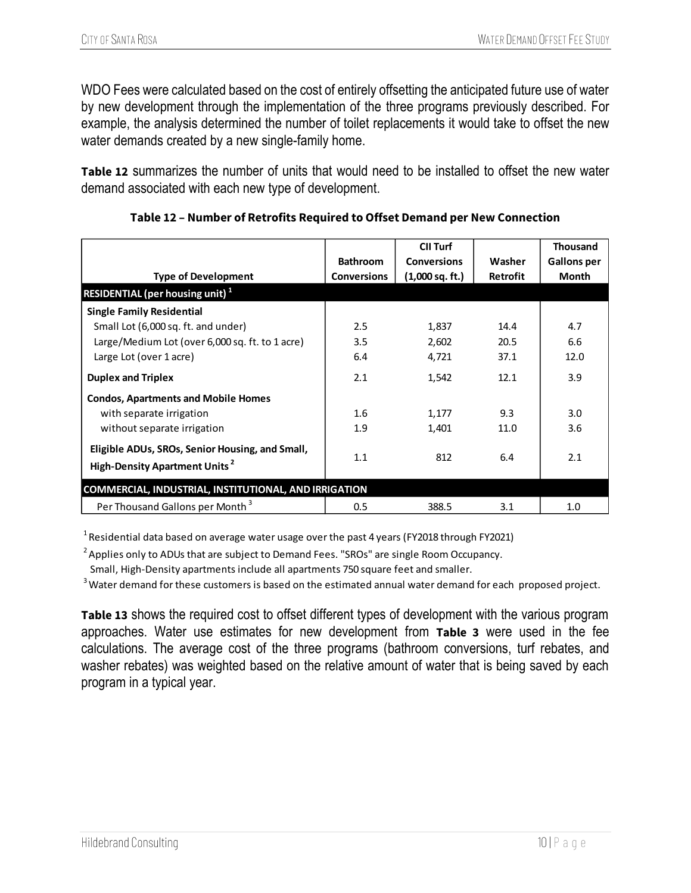WDO Fees were calculated based on the cost of entirely offsetting the anticipated future use of water by new development through the implementation of the three programs previously described. For example, the analysis determined the number of toilet replacements it would take to offset the new water demands created by a new single-family home.

**Table 12** summarizes the number of units that would need to be installed to offset the new water demand associated with each new type of development.

**Table 12 – Number of Retrofits Required to Offset Demand per New Connection**

| Type of Development | Bathroom Conversions | CII Turf Conversions (1,000 sq. ft.) | Washer Retrofit | Thousand Gallons per Month |
|---|---|---|---|---|
| **RESIDENTIAL (per housing unit)** [1] | | | | |
| **Single Family Residential** | | | | |
| Small Lot (6,000 sq. ft. and under) | 2.5 | 1,837 | 14.4 | 4.7 |
| Large/Medium Lot (over 6,000 sq. ft. to 1 acre) | 3.5 | 2,602 | 20.5 | 6.6 |
| Large Lot (over 1 acre) | 6.4 | 4,721 | 37.1 | 12.0 |
| **Duplex and Triplex** | 2.1 | 1,542 | 12.1 | 3.9 |
| **Condos, Apartments and Mobile Homes** | | | | |
| with separate irrigation | 1.6 | 1,177 | 9.3 | 3.0 |
| without separate irrigation | 1.9 | 1,401 | 11.0 | 3.6 |
| **Eligible ADUs, SROs, Senior Housing, and Small, High-Density Apartment Units** [2] | 1.1 | 812 | 6.4 | 2.1 |
| **COMMERCIAL, INDUSTRIAL, INSTITUTIONAL, AND IRRIGATION** | | | | |
| Per Thousand Gallons per Month [3] | 0.5 | 388.5 | 3.1 | 1.0 |

[1] Residential data based on average water usage over the past 4 years (FY2018 through FY2021)

[2] Applies only to ADUs that are subject to Demand Fees. "SROs" are single Room Occupancy. Small, High-Density apartments include all apartments 750 square feet and smaller.

[3] Water demand for these customers is based on the estimated annual water demand for each proposed project.

**Table 13** shows the required cost to offset different types of development with the various program approaches. Water use estimates for new development from **Table 3** were used in the fee calculations. The average cost of the three programs (bathroom conversions, turf rebates, and washer rebates) was weighted based on the relative amount of water that is being saved by each program in a typical year.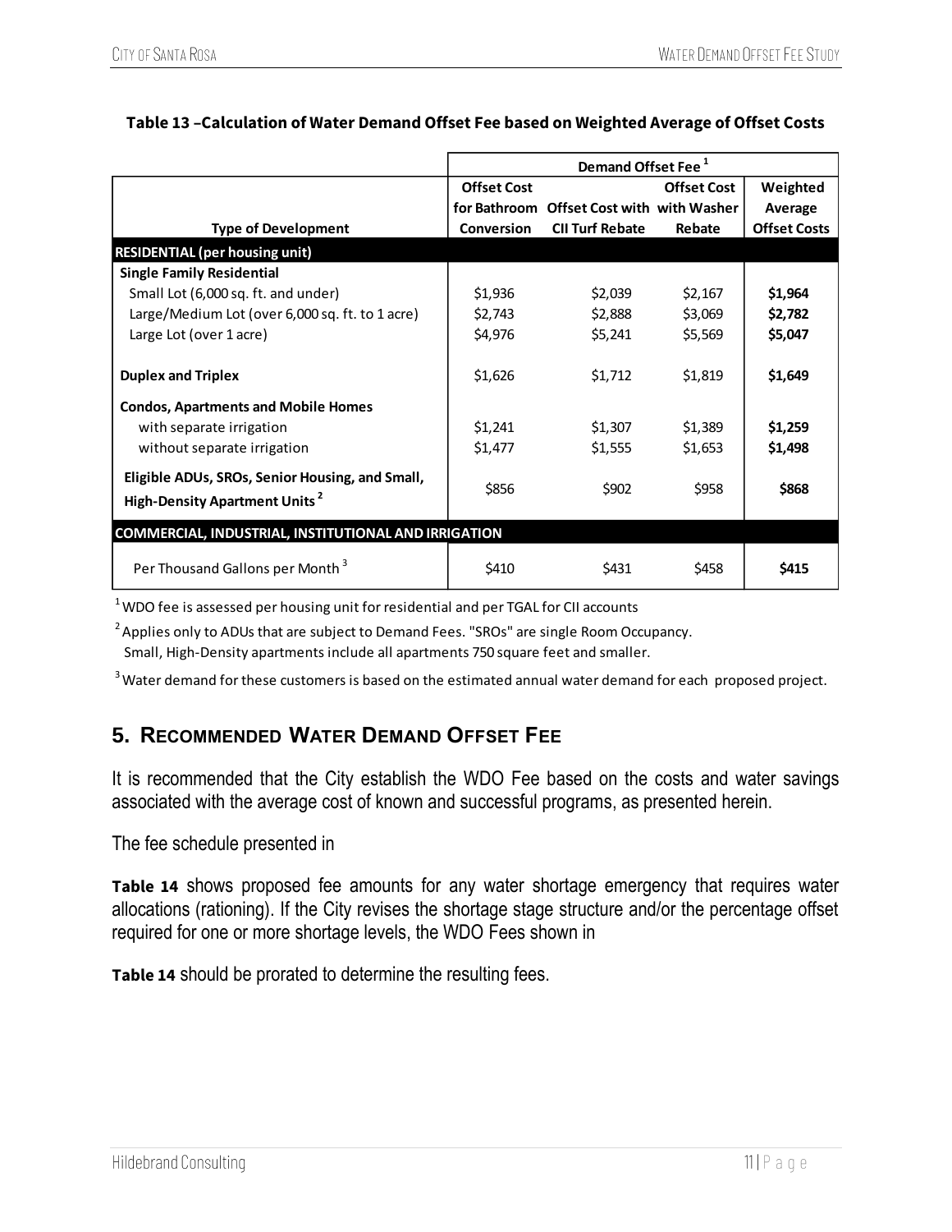**Table 13 –Calculation of Water Demand Offset Fee based on Weighted Average of Offset Costs**

| | Demand Offset Fee [1] | | | |
|---|---|---|---|---|
| **Type of Development** | **Offset Cost for Bathroom Conversion** | **Offset Cost with CII Turf Rebate** | **Offset Cost with Washer Rebate** | **Weighted Average Offset Costs** |
| **RESIDENTIAL (per housing unit)** | | | | |
| **Single Family Residential** | | | | |
| Small Lot (6,000 sq. ft. and under) | $1,936 | $2,039 | $2,167 | **$1,964** |
| Large/Medium Lot (over 6,000 sq. ft. to 1 acre) | $2,743 | $2,888 | $3,069 | **$2,782** |
| Large Lot (over 1 acre) | $4,976 | $5,241 | $5,569 | **$5,047** |
| **Duplex and Triplex** | $1,626 | $1,712 | $1,819 | **$1,649** |
| **Condos, Apartments and Mobile Homes** | | | | |
| with separate irrigation | $1,241 | $1,307 | $1,389 | **$1,259** |
| without separate irrigation | $1,477 | $1,555 | $1,653 | **$1,498** |
| **Eligible ADUs, SROs, Senior Housing, and Small, High-Density Apartment Units [2]** | $856 | $902 | $958 | **$868** |
| **COMMERCIAL, INDUSTRIAL, INSTITUTIONAL AND IRRIGATION** | | | | |
| Per Thousand Gallons per Month [3] | $410 | $431 | $458 | **$415** |

[1] WDO fee is assessed per housing unit for residential and per TGAL for CII accounts

[2] Applies only to ADUs that are subject to Demand Fees. "SROs" are single Room Occupancy. Small, High-Density apartments include all apartments 750 square feet and smaller.

[3] Water demand for these customers is based on the estimated annual water demand for each proposed project.

## 5. Recommended Water Demand Offset Fee

It is recommended that the City establish the WDO Fee based on the costs and water savings associated with the average cost of known and successful programs, as presented herein.

The fee schedule presented in

**Table 14** shows proposed fee amounts for any water shortage emergency that requires water allocations (rationing). If the City revises the shortage stage structure and/or the percentage offset required for one or more shortage levels, the WDO Fees shown in

**Table 14** should be prorated to determine the resulting fees.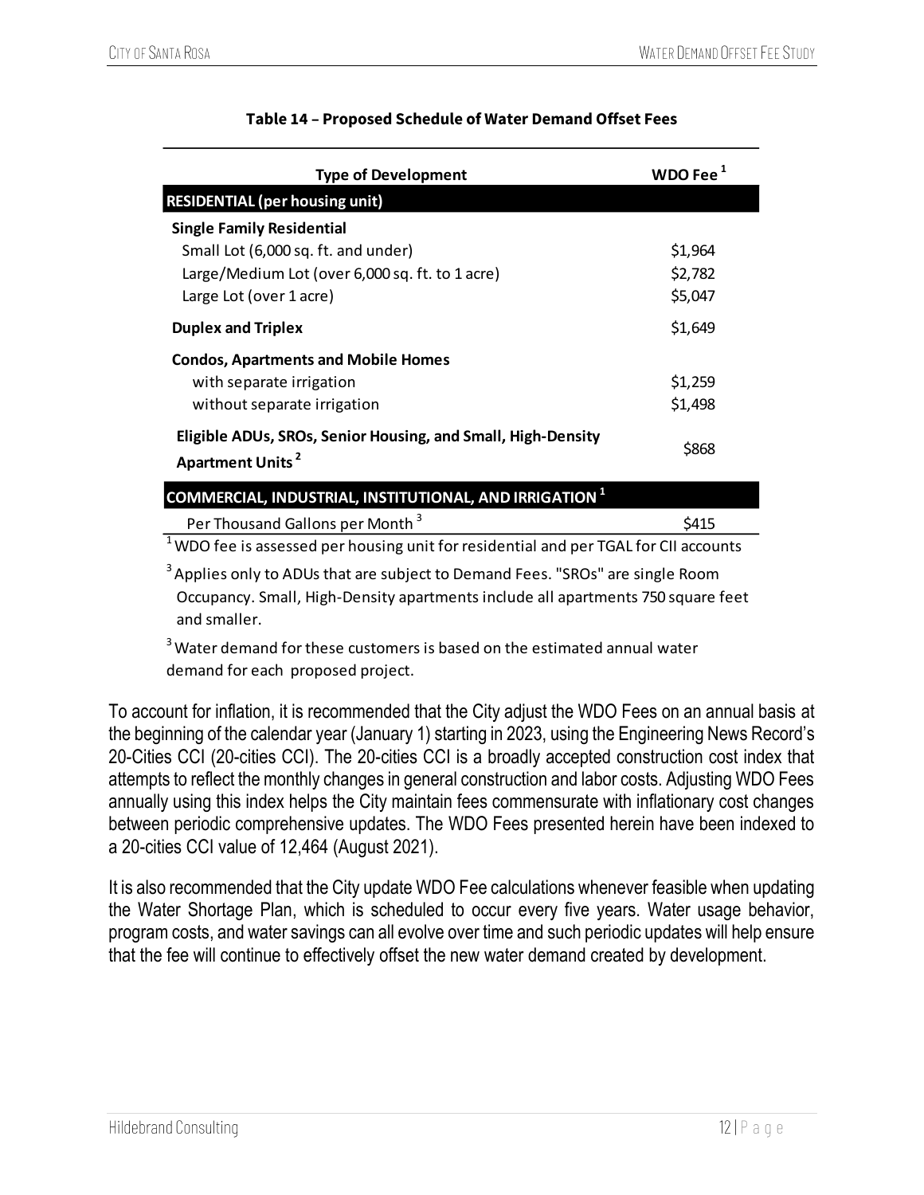**Table 14 – Proposed Schedule of Water Demand Offset Fees**

| Type of Development | WDO Fee [1] |
|---|---|
| **RESIDENTIAL (per housing unit)** | |
| **Single Family Residential** | |
| Small Lot (6,000 sq. ft. and under) | $1,964 |
| Large/Medium Lot (over 6,000 sq. ft. to 1 acre) | $2,782 |
| Large Lot (over 1 acre) | $5,047 |
| **Duplex and Triplex** | $1,649 |
| **Condos, Apartments and Mobile Homes** | |
| with separate irrigation | $1,259 |
| without separate irrigation | $1,498 |
| **Eligible ADUs, SROs, Senior Housing, and Small, High-Density Apartment Units [2]** | $868 |
| **COMMERCIAL, INDUSTRIAL, INSTITUTIONAL, AND IRRIGATION [1]** | |
| Per Thousand Gallons per Month [3] | $415 |

[1] WDO fee is assessed per housing unit for residential and per TGAL for CII accounts

[3] Applies only to ADUs that are subject to Demand Fees. "SROs" are single Room Occupancy. Small, High-Density apartments include all apartments 750 square feet and smaller.

[3] Water demand for these customers is based on the estimated annual water demand for each proposed project.

To account for inflation, it is recommended that the City adjust the WDO Fees on an annual basis at the beginning of the calendar year (January 1) starting in 2023, using the Engineering News Record's 20-Cities CCI (20-cities CCI). The 20-cities CCI is a broadly accepted construction cost index that attempts to reflect the monthly changes in general construction and labor costs. Adjusting WDO Fees annually using this index helps the City maintain fees commensurate with inflationary cost changes between periodic comprehensive updates. The WDO Fees presented herein have been indexed to a 20-cities CCI value of 12,464 (August 2021).

It is also recommended that the City update WDO Fee calculations whenever feasible when updating the Water Shortage Plan, which is scheduled to occur every five years. Water usage behavior, program costs, and water savings can all evolve over time and such periodic updates will help ensure that the fee will continue to effectively offset the new water demand created by development.